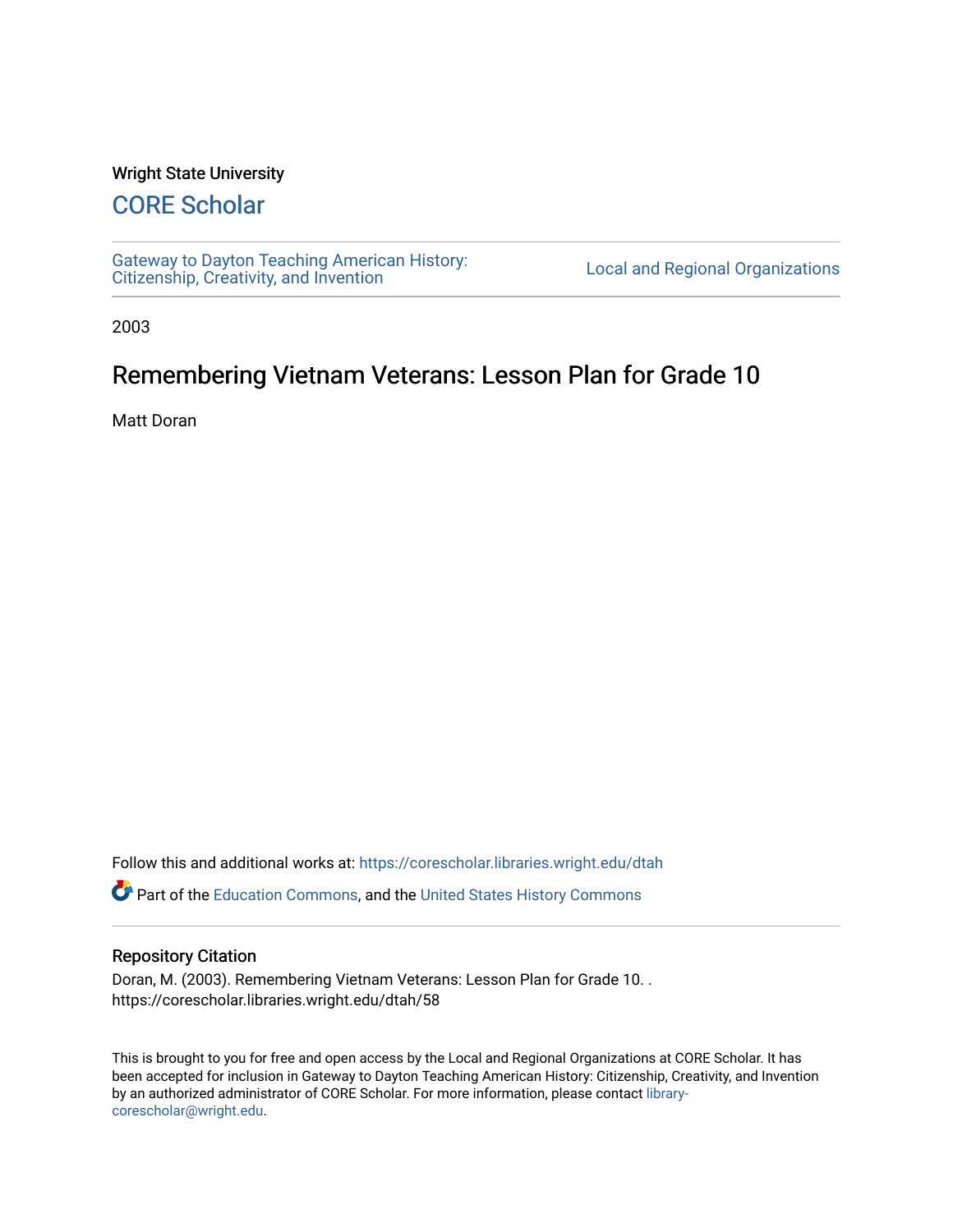Wright State University

## CORE Scholar

Gateway to Dayton Teaching American History: Citizenship, Creativity, and Invention

Local and Regional Organizations

2003

# Remembering Vietnam Veterans: Lesson Plan for Grade 10

Matt Doran

Follow this and additional works at: https://corescholar.libraries.wright.edu/dtah

Part of the Education Commons, and the United States History Commons

### Repository Citation

Doran, M. (2003). Remembering Vietnam Veterans: Lesson Plan for Grade 10. .
https://corescholar.libraries.wright.edu/dtah/58

This is brought to you for free and open access by the Local and Regional Organizations at CORE Scholar. It has been accepted for inclusion in Gateway to Dayton Teaching American History: Citizenship, Creativity, and Invention by an authorized administrator of CORE Scholar. For more information, please contact library-corescholar@wright.edu.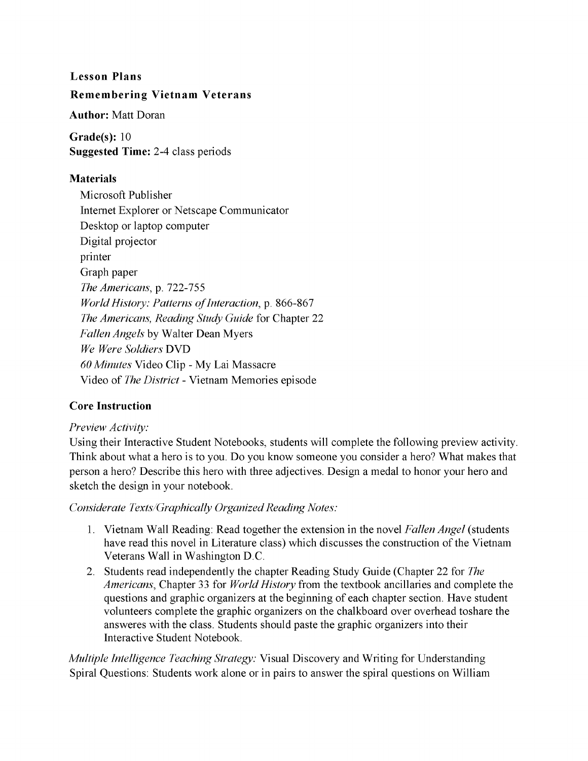**Lesson Plans**

**Remembering Vietnam Veterans**

**Author:** Matt Doran

**Grade(s):** 10
**Suggested Time:** 2-4 class periods

**Materials**

Microsoft Publisher
Internet Explorer or Netscape Communicator
Desktop or laptop computer
Digital projector
printer
Graph paper
*The Americans*, p. 722-755
*World History: Patterns of Interaction*, p. 866-867
*The Americans, Reading Study Guide* for Chapter 22
*Fallen Angels* by Walter Dean Myers
*We Were Soldiers* DVD
*60 Minutes* Video Clip - My Lai Massacre
Video of *The District* - Vietnam Memories episode

**Core Instruction**

*Preview Activity:*
Using their Interactive Student Notebooks, students will complete the following preview activity. Think about what a hero is to you. Do you know someone you consider a hero? What makes that person a hero? Describe this hero with three adjectives. Design a medal to honor your hero and sketch the design in your notebook.

*Considerate Texts/Graphically Organized Reading Notes:*

1. Vietnam Wall Reading: Read together the extension in the novel *Fallen Angel* (students have read this novel in Literature class) which discusses the construction of the Vietnam Veterans Wall in Washington D.C.
2. Students read independently the chapter Reading Study Guide (Chapter 22 for *The Americans*, Chapter 33 for *World History* from the textbook ancillaries and complete the questions and graphic organizers at the beginning of each chapter section. Have student volunteers complete the graphic organizers on the chalkboard over overhead toshare the answeres with the class. Students should paste the graphic organizers into their Interactive Student Notebook.

*Multiple Intelligence Teaching Strategy:* Visual Discovery and Writing for Understanding
Spiral Questions: Students work alone or in pairs to answer the spiral questions on William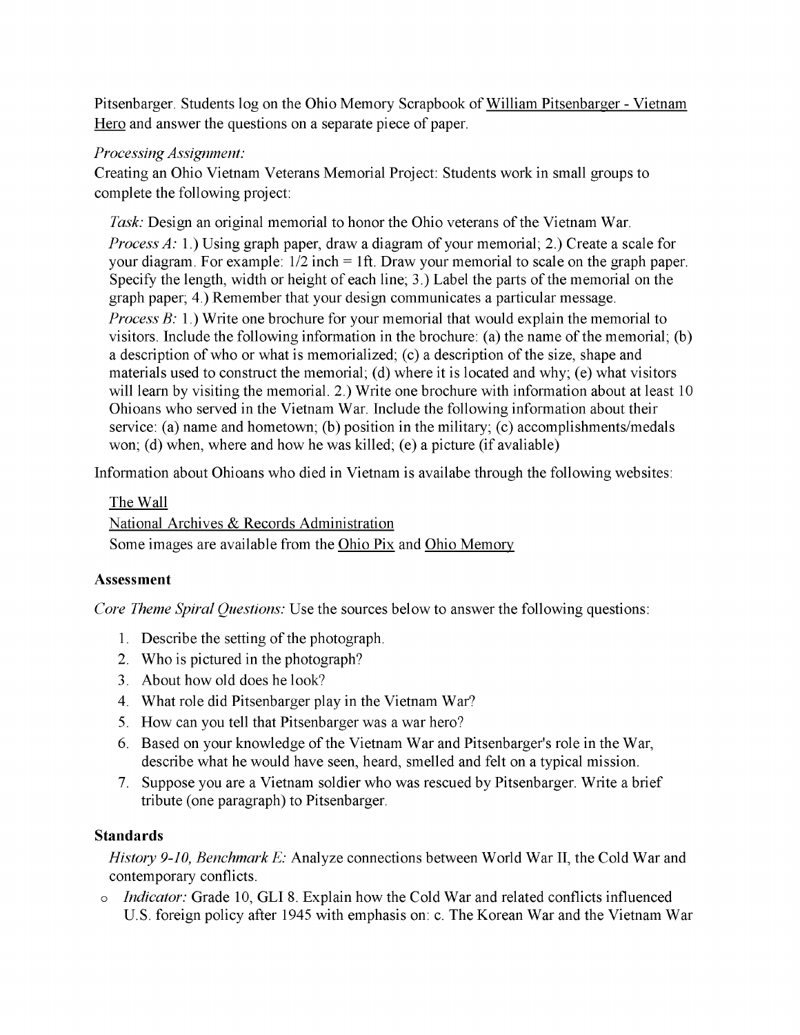Pitsenbarger. Students log on the Ohio Memory Scrapbook of William Pitsenbarger - Vietnam Hero and answer the questions on a separate piece of paper.

*Processing Assignment:*
Creating an Ohio Vietnam Veterans Memorial Project: Students work in small groups to complete the following project:

*Task:* Design an original memorial to honor the Ohio veterans of the Vietnam War.

*Process A:* 1.) Using graph paper, draw a diagram of your memorial; 2.) Create a scale for your diagram. For example: 1/2 inch = 1ft. Draw your memorial to scale on the graph paper. Specify the length, width or height of each line; 3.) Label the parts of the memorial on the graph paper; 4.) Remember that your design communicates a particular message.

*Process B:* 1.) Write one brochure for your memorial that would explain the memorial to visitors. Include the following information in the brochure: (a) the name of the memorial; (b) a description of who or what is memorialized; (c) a description of the size, shape and materials used to construct the memorial; (d) where it is located and why; (e) what visitors will learn by visiting the memorial. 2.) Write one brochure with information about at least 10 Ohioans who served in the Vietnam War. Include the following information about their service: (a) name and hometown; (b) position in the military; (c) accomplishments/medals won; (d) when, where and how he was killed; (e) a picture (if avaliable)

Information about Ohioans who died in Vietnam is availabe through the following websites:

The Wall
National Archives & Records Administration
Some images are available from the Ohio Pix and Ohio Memory

**Assessment**

*Core Theme Spiral Questions:* Use the sources below to answer the following questions:

1. Describe the setting of the photograph.
2. Who is pictured in the photograph?
3. About how old does he look?
4. What role did Pitsenbarger play in the Vietnam War?
5. How can you tell that Pitsenbarger was a war hero?
6. Based on your knowledge of the Vietnam War and Pitsenbarger's role in the War, describe what he would have seen, heard, smelled and felt on a typical mission.
7. Suppose you are a Vietnam soldier who was rescued by Pitsenbarger. Write a brief tribute (one paragraph) to Pitsenbarger.

**Standards**

*History 9-10, Benchmark E:* Analyze connections between World War II, the Cold War and contemporary conflicts.

- *Indicator:* Grade 10, GLI 8. Explain how the Cold War and related conflicts influenced U.S. foreign policy after 1945 with emphasis on: c. The Korean War and the Vietnam War